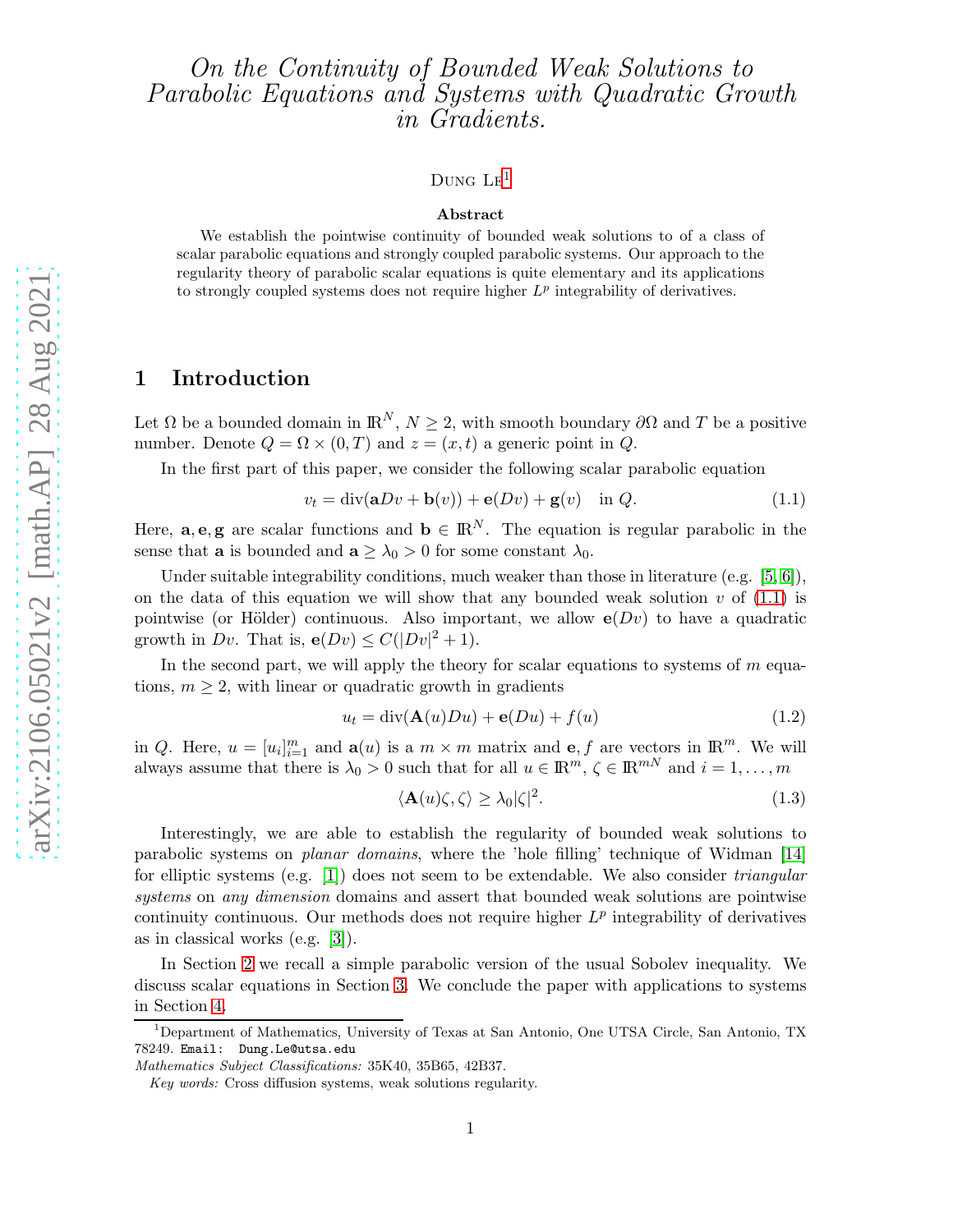# On the Continuity of Bounded Weak Solutions to Parabolic Equations and Systems with Quadratic Growth in Gradients.

Dung Le[1]

**Abstract**

We establish the pointwise continuity of bounded weak solutions to of a class of scalar parabolic equations and strongly coupled parabolic systems. Our approach to the regularity theory of parabolic scalar equations is quite elementary and its applications to strongly coupled systems does not require higher $L^p$ integrability of derivatives.

## 1 Introduction

Let $\Omega$ be a bounded domain in $\mathbb{R}^N$, $N \geq 2$, with smooth boundary $\partial\Omega$ and $T$ be a positive number. Denote $Q = \Omega \times (0, T)$ and $z = (x, t)$ a generic point in $Q$.

In the first part of this paper, we consider the following scalar parabolic equation

$$v_t = \operatorname{div}(\mathbf{a}Dv + \mathbf{b}(v)) + \mathbf{e}(Dv) + \mathbf{g}(v) \quad \text{in } Q. \tag{1.1}$$

Here, $\mathbf{a}, \mathbf{e}, \mathbf{g}$ are scalar functions and $\mathbf{b} \in \mathbb{R}^N$. The equation is regular parabolic in the sense that $\mathbf{a}$ is bounded and $\mathbf{a} \geq \lambda_0 > 0$ for some constant $\lambda_0$.

Under suitable integrability conditions, much weaker than those in literature (e.g. [5, 6]), on the data of this equation we will show that any bounded weak solution $v$ of (1.1) is pointwise (or Hölder) continuous. Also important, we allow $\mathbf{e}(Dv)$ to have a quadratic growth in $Dv$. That is, $\mathbf{e}(Dv) \leq C(|Dv|^2 + 1)$.

In the second part, we will apply the theory for scalar equations to systems of $m$ equations, $m \geq 2$, with linear or quadratic growth in gradients

$$u_t = \operatorname{div}(\mathbf{A}(u)Du) + \mathbf{e}(Du) + f(u) \tag{1.2}$$

in $Q$. Here, $u = [u_i]_{i=1}^m$ and $\mathbf{a}(u)$ is a $m \times m$ matrix and $\mathbf{e}, f$ are vectors in $\mathbb{R}^m$. We will always assume that there is $\lambda_0 > 0$ such that for all $u \in \mathbb{R}^m$, $\zeta \in \mathbb{R}^{mN}$ and $i = 1, \ldots, m$

$$\langle \mathbf{A}(u)\zeta, \zeta \rangle \geq \lambda_0 |\zeta|^2. \tag{1.3}$$

Interestingly, we are able to establish the regularity of bounded weak solutions to parabolic systems on *planar domains*, where the 'hole filling' technique of Widman [14] for elliptic systems (e.g. [1]) does not seem to be extendable. We also consider *triangular systems* on *any dimension* domains and assert that bounded weak solutions are pointwise continuity continuous. Our methods does not require higher $L^p$ integrability of derivatives as in classical works (e.g. [3]).

In Section 2 we recall a simple parabolic version of the usual Sobolev inequality. We discuss scalar equations in Section 3. We conclude the paper with applications to systems in Section 4.

---

[1] Department of Mathematics, University of Texas at San Antonio, One UTSA Circle, San Antonio, TX 78249. Email: Dung.Le@utsa.edu

*Mathematics Subject Classifications:* 35K40, 35B65, 42B37.

*Key words:* Cross diffusion systems, weak solutions regularity.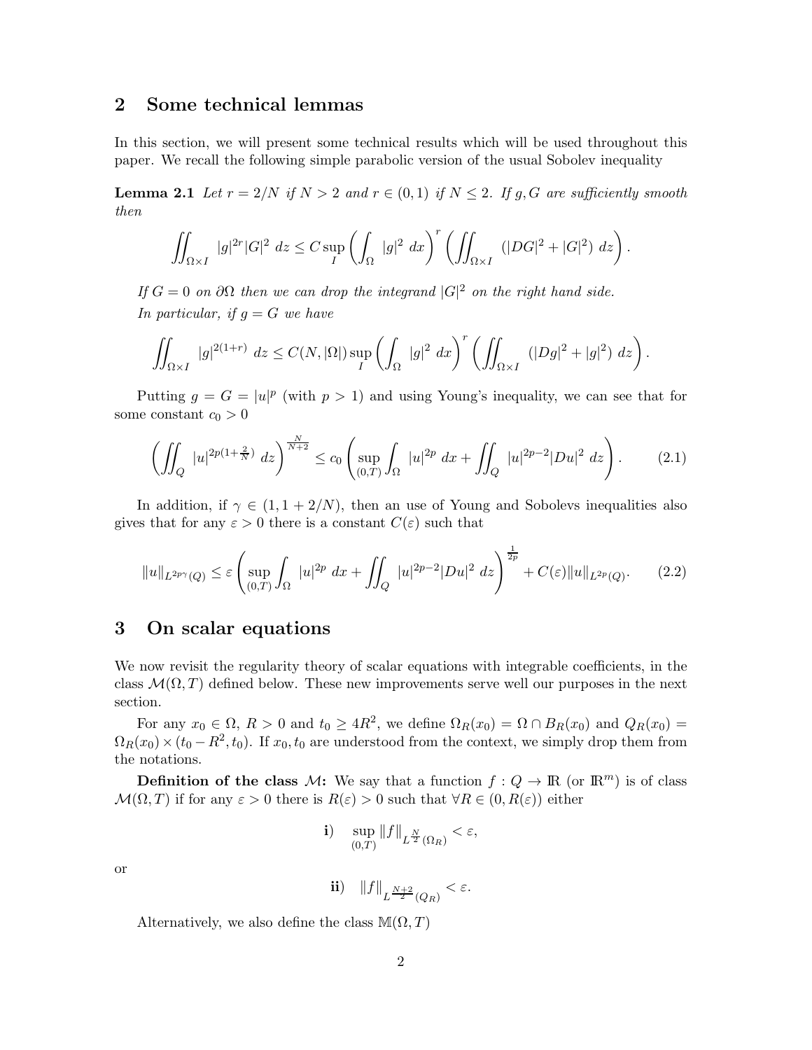## 2 Some technical lemmas

In this section, we will present some technical results which will be used throughout this paper. We recall the following simple parabolic version of the usual Sobolev inequality

**Lemma 2.1** *Let $r = 2/N$ if $N > 2$ and $r \in (0,1)$ if $N \le 2$. If $g, G$ are sufficiently smooth then*

$$\iint_{\Omega\times I} |g|^{2r}|G|^2 \, dz \le C \sup_I \left( \int_\Omega |g|^2 \, dx \right)^r \left( \iint_{\Omega\times I} (|DG|^2 + |G|^2) \, dz \right).$$

*If $G = 0$ on $\partial\Omega$ then we can drop the integrand $|G|^2$ on the right hand side.*

*In particular, if $g = G$ we have*

$$\iint_{\Omega\times I} |g|^{2(1+r)} \, dz \le C(N, |\Omega|) \sup_I \left( \int_\Omega |g|^2 \, dx \right)^r \left( \iint_{\Omega\times I} (|Dg|^2 + |g|^2) \, dz \right).$$

Putting $g = G = |u|^p$ (with $p > 1$) and using Young's inequality, we can see that for some constant $c_0 > 0$

$$\left( \iint_Q |u|^{2p(1+\frac{2}{N})} \, dz \right)^{\frac{N}{N+2}} \le c_0 \left( \sup_{(0,T)} \int_\Omega |u|^{2p} \, dx + \iint_Q |u|^{2p-2}|Du|^2 \, dz \right). \tag{2.1}$$

In addition, if $\gamma \in (1, 1 + 2/N)$, then an use of Young and Sobolevs inequalities also gives that for any $\varepsilon > 0$ there is a constant $C(\varepsilon)$ such that

$$\|u\|_{L^{2p\gamma}(Q)} \le \varepsilon \left( \sup_{(0,T)} \int_\Omega |u|^{2p} \, dx + \iint_Q |u|^{2p-2}|Du|^2 \, dz \right)^{\frac{1}{2p}} + C(\varepsilon)\|u\|_{L^{2p}(Q)}. \tag{2.2}$$

## 3 On scalar equations

We now revisit the regularity theory of scalar equations with integrable coefficients, in the class $\mathcal{M}(\Omega, T)$ defined below. These new improvements serve well our purposes in the next section.

For any $x_0 \in \Omega$, $R > 0$ and $t_0 \ge 4R^2$, we define $\Omega_R(x_0) = \Omega \cap B_R(x_0)$ and $Q_R(x_0) = \Omega_R(x_0) \times (t_0 - R^2, t_0)$. If $x_0, t_0$ are understood from the context, we simply drop them from the notations.

**Definition of the class $\mathcal{M}$:** We say that a function $f : Q \to \mathbb{R}$ (or $\mathbb{R}^m$) is of class $\mathcal{M}(\Omega, T)$ if for any $\varepsilon > 0$ there is $R(\varepsilon) > 0$ such that $\forall R \in (0, R(\varepsilon))$ either

$$\textbf{i)} \quad \sup_{(0,T)} \|f\|_{L^{\frac{N}{2}}(\Omega_R)} < \varepsilon,$$

or

$$\textbf{ii)} \quad \|f\|_{L^{\frac{N+2}{2}}(Q_R)} < \varepsilon.$$

Alternatively, we also define the class $\mathbb{M}(\Omega, T)$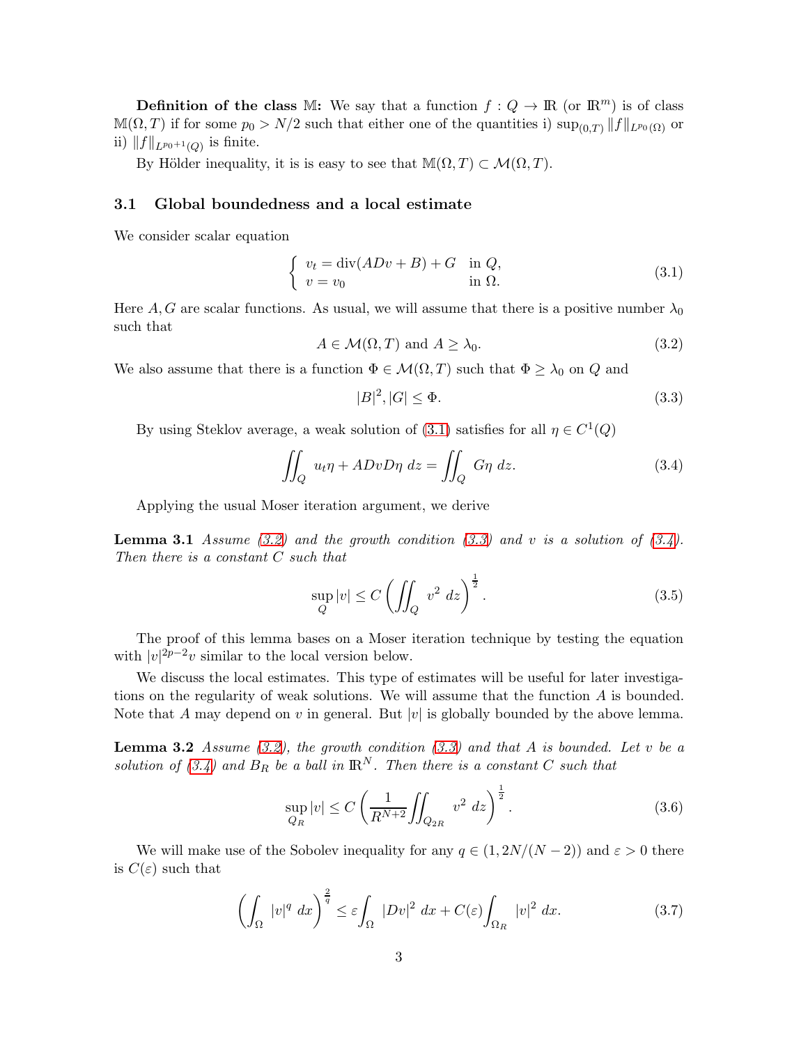**Definition of the class $\mathbb{M}$:** We say that a function $f : Q \to \mathbb{R}$ (or $\mathbb{R}^m$) is of class $\mathbb{M}(\Omega, T)$ if for some $p_0 > N/2$ such that either one of the quantities i) $\sup_{(0,T)} \|f\|_{L^{p_0}(\Omega)}$ or ii) $\|f\|_{L^{p_0+1}(Q)}$ is finite.

By Hölder inequality, it is is easy to see that $\mathbb{M}(\Omega, T) \subset \mathcal{M}(\Omega, T)$.

### 3.1 Global boundedness and a local estimate

We consider scalar equation

$$\left\{ \begin{array}{ll} v_t = \mathrm{div}(ADv + B) + G & \text{in } Q, \\ v = v_0 & \text{in } \Omega. \end{array} \right. \tag{3.1}$$

Here $A, G$ are scalar functions. As usual, we will assume that there is a positive number $\lambda_0$ such that

$$A \in \mathcal{M}(\Omega, T) \text{ and } A \geq \lambda_0. \tag{3.2}$$

We also assume that there is a function $\Phi \in \mathcal{M}(\Omega, T)$ such that $\Phi \geq \lambda_0$ on $Q$ and

$$|B|^2, |G| \leq \Phi. \tag{3.3}$$

By using Steklov average, a weak solution of (3.1) satisfies for all $\eta \in C^1(Q)$

$$\iint_Q u_t \eta + ADvD\eta \, dz = \iint_Q G\eta \, dz. \tag{3.4}$$

Applying the usual Moser iteration argument, we derive

**Lemma 3.1** *Assume (3.2) and the growth condition (3.3) and $v$ is a solution of (3.4). Then there is a constant $C$ such that*

$$\sup_Q |v| \leq C \left( \iint_Q v^2 \, dz \right)^{\frac{1}{2}}. \tag{3.5}$$

The proof of this lemma bases on a Moser iteration technique by testing the equation with $|v|^{2p-2}v$ similar to the local version below.

We discuss the local estimates. This type of estimates will be useful for later investigations on the regularity of weak solutions. We will assume that the function $A$ is bounded. Note that $A$ may depend on $v$ in general. But $|v|$ is globally bounded by the above lemma.

**Lemma 3.2** *Assume (3.2), the growth condition (3.3) and that $A$ is bounded. Let $v$ be a solution of (3.4) and $B_R$ be a ball in $\mathbb{R}^N$. Then there is a constant $C$ such that*

$$\sup_{Q_R} |v| \leq C \left( \frac{1}{R^{N+2}} \iint_{Q_{2R}} v^2 \, dz \right)^{\frac{1}{2}}. \tag{3.6}$$

We will make use of the Sobolev inequality for any $q \in (1, 2N/(N-2))$ and $\varepsilon > 0$ there is $C(\varepsilon)$ such that

$$\left( \int_\Omega |v|^q \, dx \right)^{\frac{2}{q}} \leq \varepsilon \int_\Omega |Dv|^2 \, dx + C(\varepsilon) \int_{\Omega_R} |v|^2 \, dx. \tag{3.7}$$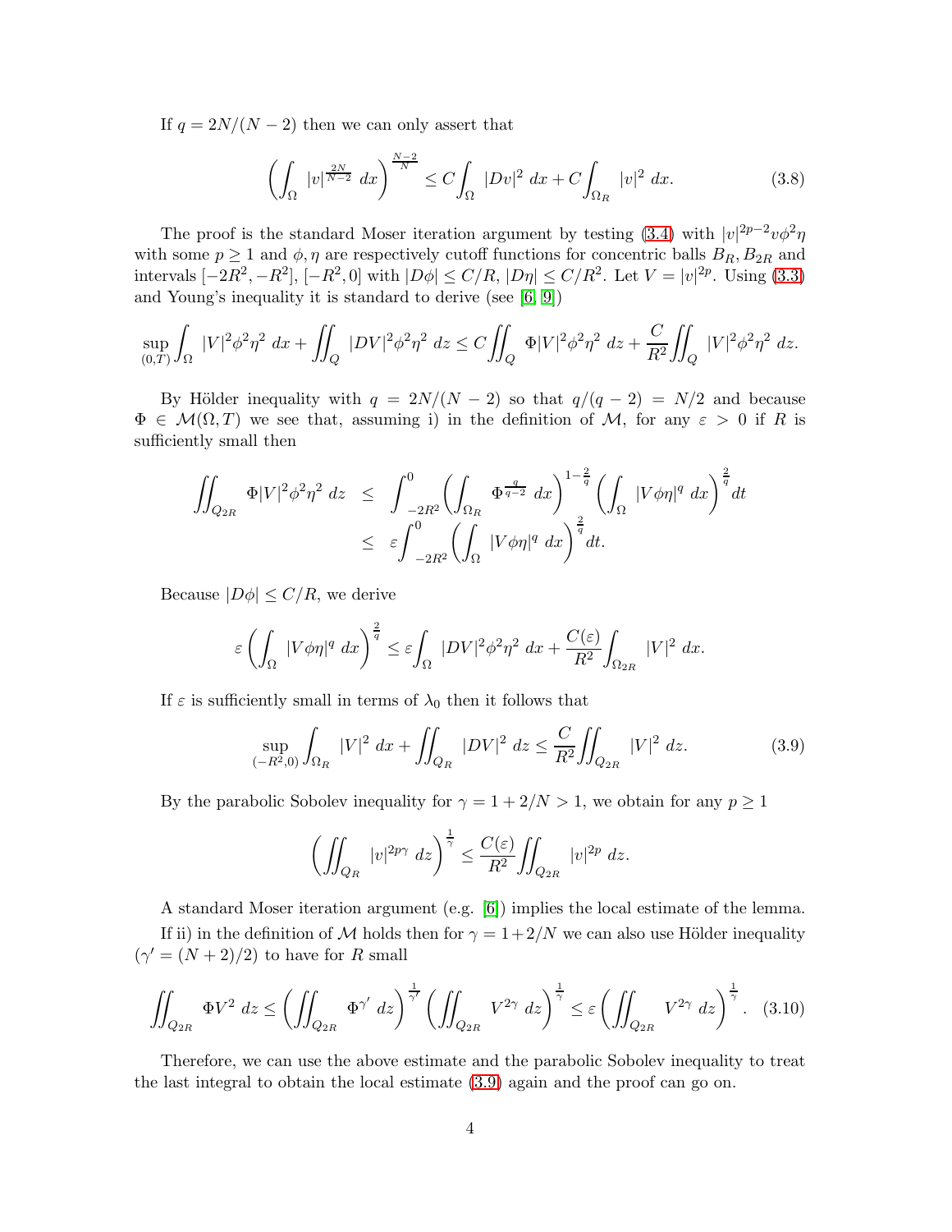If $q = 2N/(N-2)$ then we can only assert that

$$\left(\int_\Omega |v|^{\frac{2N}{N-2}}\, dx\right)^{\frac{N-2}{N}} \le C\int_\Omega |Dv|^2\, dx + C\int_{\Omega_R} |v|^2\, dx. \tag{3.8}$$

The proof is the standard Moser iteration argument by testing (3.4) with $|v|^{2p-2}v\phi^2\eta$ with some $p \ge 1$ and $\phi, \eta$ are respectively cutoff functions for concentric balls $B_R, B_{2R}$ and intervals $[-2R^2, -R^2]$, $[-R^2, 0]$ with $|D\phi| \le C/R$, $|D\eta| \le C/R^2$. Let $V = |v|^{2p}$. Using (3.3) and Young's inequality it is standard to derive (see [6, 9])

$$\sup_{(0,T)}\int_\Omega |V|^2\phi^2\eta^2\, dx + \iint_Q |DV|^2\phi^2\eta^2\, dz \le C\iint_Q \Phi|V|^2\phi^2\eta^2\, dz + \frac{C}{R^2}\iint_Q |V|^2\phi^2\eta^2\, dz.$$

By Hölder inequality with $q = 2N/(N-2)$ so that $q/(q-2) = N/2$ and because $\Phi \in \mathcal{M}(\Omega, T)$ we see that, assuming i) in the definition of $\mathcal{M}$, for any $\varepsilon > 0$ if $R$ is sufficiently small then

$$\begin{aligned}
\iint_{Q_{2R}} \Phi|V|^2\phi^2\eta^2\, dz &\le \int_{-2R^2}^0 \left(\int_{\Omega_R} \Phi^{\frac{q}{q-2}}\, dx\right)^{1-\frac{2}{q}} \left(\int_\Omega |V\phi\eta|^q\, dx\right)^{\frac{2}{q}} dt \\
&\le \varepsilon\int_{-2R^2}^0 \left(\int_\Omega |V\phi\eta|^q\, dx\right)^{\frac{2}{q}} dt.
\end{aligned}$$

Because $|D\phi| \le C/R$, we derive

$$\varepsilon\left(\int_\Omega |V\phi\eta|^q\, dx\right)^{\frac{2}{q}} \le \varepsilon\int_\Omega |DV|^2\phi^2\eta^2\, dx + \frac{C(\varepsilon)}{R^2}\int_{\Omega_{2R}} |V|^2\, dx.$$

If $\varepsilon$ is sufficiently small in terms of $\lambda_0$ then it follows that

$$\sup_{(-R^2,0)}\int_{\Omega_R} |V|^2\, dx + \iint_{Q_R} |DV|^2\, dz \le \frac{C}{R^2}\iint_{Q_{2R}} |V|^2\, dz. \tag{3.9}$$

By the parabolic Sobolev inequality for $\gamma = 1 + 2/N > 1$, we obtain for any $p \ge 1$

$$\left(\iint_{Q_R} |v|^{2p\gamma}\, dz\right)^{\frac{1}{\gamma}} \le \frac{C(\varepsilon)}{R^2}\iint_{Q_{2R}} |v|^{2p}\, dz.$$

A standard Moser iteration argument (e.g. [6]) implies the local estimate of the lemma.

If ii) in the definition of $\mathcal{M}$ holds then for $\gamma = 1 + 2/N$ we can also use Hölder inequality ($\gamma' = (N+2)/2$) to have for $R$ small

$$\iint_{Q_{2R}} \Phi V^2\, dz \le \left(\iint_{Q_{2R}} \Phi^{\gamma'}\, dz\right)^{\frac{1}{\gamma'}} \left(\iint_{Q_{2R}} V^{2\gamma}\, dz\right)^{\frac{1}{\gamma}} \le \varepsilon\left(\iint_{Q_{2R}} V^{2\gamma}\, dz\right)^{\frac{1}{\gamma}}. \tag{3.10}$$

Therefore, we can use the above estimate and the parabolic Sobolev inequality to treat the last integral to obtain the local estimate (3.9) again and the proof can go on.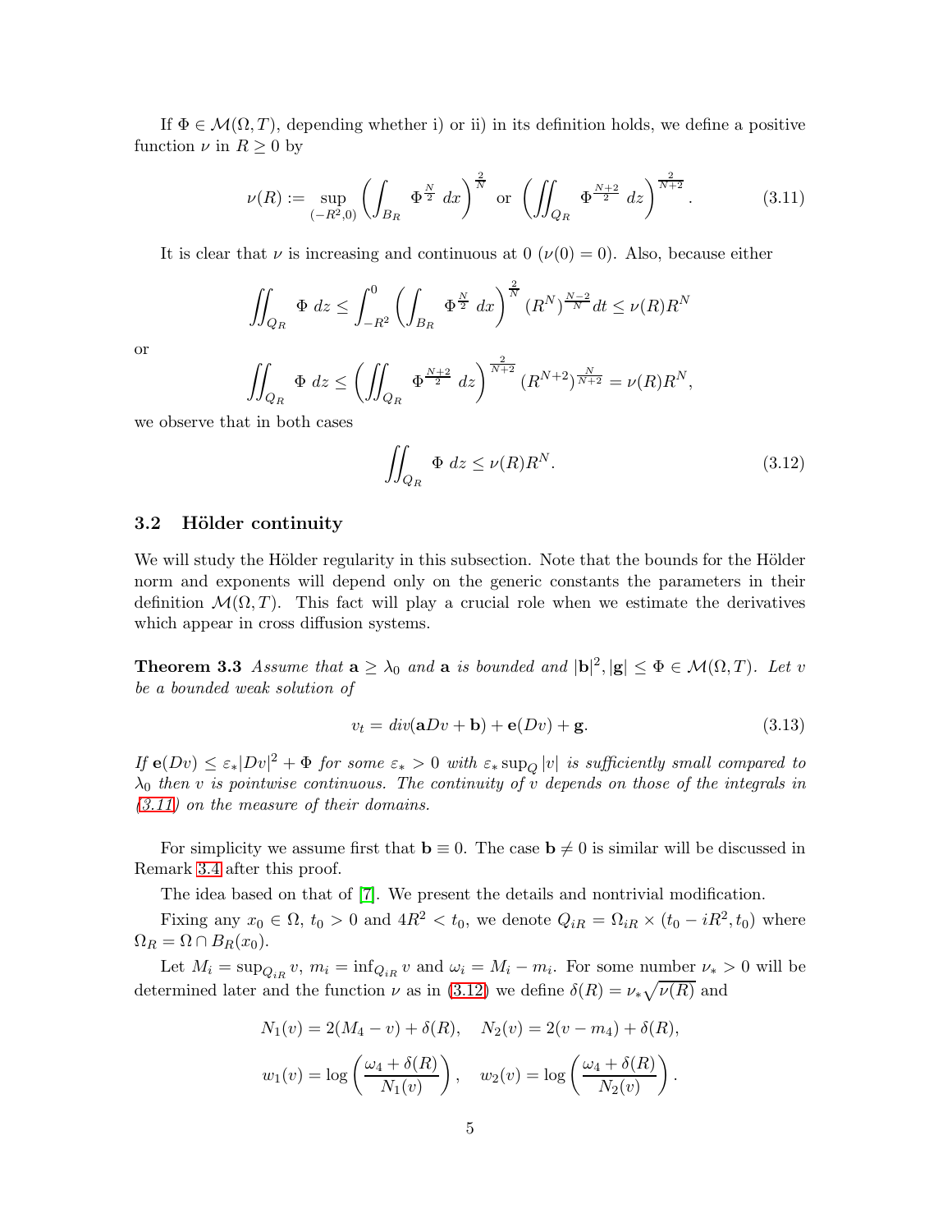If $\Phi \in \mathcal{M}(\Omega, T)$, depending whether i) or ii) in its definition holds, we define a positive function $\nu$ in $R \geq 0$ by

$$\nu(R) := \sup_{(-R^2,0)} \left( \int_{B_R} \Phi^{\frac{N}{2}} \, dx \right)^{\frac{2}{N}} \text{ or } \left( \iint_{Q_R} \Phi^{\frac{N+2}{2}} \, dz \right)^{\frac{2}{N+2}}. \tag{3.11}$$

It is clear that $\nu$ is increasing and continuous at 0 ($\nu(0) = 0$). Also, because either

$$\iint_{Q_R} \Phi \, dz \leq \int_{-R^2}^{0} \left( \int_{B_R} \Phi^{\frac{N}{2}} \, dx \right)^{\frac{2}{N}} (R^N)^{\frac{N-2}{N}} dt \leq \nu(R) R^N$$

or

$$\iint_{Q_R} \Phi \, dz \leq \left( \iint_{Q_R} \Phi^{\frac{N+2}{2}} \, dz \right)^{\frac{2}{N+2}} (R^{N+2})^{\frac{N}{N+2}} = \nu(R) R^N,$$

we observe that in both cases

$$\iint_{Q_R} \Phi \, dz \leq \nu(R) R^N. \tag{3.12}$$

## 3.2 Hölder continuity

We will study the Hölder regularity in this subsection. Note that the bounds for the Hölder norm and exponents will depend only on the generic constants the parameters in their definition $\mathcal{M}(\Omega, T)$. This fact will play a crucial role when we estimate the derivatives which appear in cross diffusion systems.

**Theorem 3.3** *Assume that $\mathbf{a} \geq \lambda_0$ and $\mathbf{a}$ is bounded and $|\mathbf{b}|^2, |\mathbf{g}| \leq \Phi \in \mathcal{M}(\Omega, T)$. Let $v$ be a bounded weak solution of*

$$v_t = div(\mathbf{a} Dv + \mathbf{b}) + \mathbf{e}(Dv) + \mathbf{g}. \tag{3.13}$$

*If $\mathbf{e}(Dv) \leq \varepsilon_* |Dv|^2 + \Phi$ for some $\varepsilon_* > 0$ with $\varepsilon_* \sup_Q |v|$ is sufficiently small compared to $\lambda_0$ then $v$ is pointwise continuous. The continuity of $v$ depends on those of the integrals in (3.11) on the measure of their domains.*

For simplicity we assume first that $\mathbf{b} \equiv 0$. The case $\mathbf{b} \neq 0$ is similar will be discussed in Remark 3.4 after this proof.

The idea based on that of [7]. We present the details and nontrivial modification.

Fixing any $x_0 \in \Omega$, $t_0 > 0$ and $4R^2 < t_0$, we denote $Q_{iR} = \Omega_{iR} \times (t_0 - iR^2, t_0)$ where $\Omega_R = \Omega \cap B_R(x_0)$.

Let $M_i = \sup_{Q_{iR}} v$, $m_i = \inf_{Q_{iR}} v$ and $\omega_i = M_i - m_i$. For some number $\nu_* > 0$ will be determined later and the function $\nu$ as in (3.12) we define $\delta(R) = \nu_* \sqrt{\nu(R)}$ and

$$N_1(v) = 2(M_4 - v) + \delta(R), \quad N_2(v) = 2(v - m_4) + \delta(R),$$

$$w_1(v) = \log \left( \frac{\omega_4 + \delta(R)}{N_1(v)} \right), \quad w_2(v) = \log \left( \frac{\omega_4 + \delta(R)}{N_2(v)} \right).$$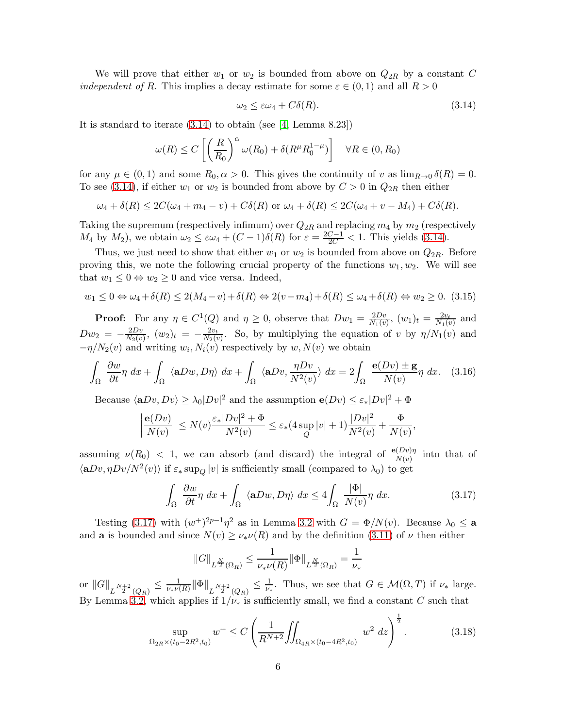We will prove that either $w_1$ or $w_2$ is bounded from above on $Q_{2R}$ by a constant $C$ *independent of* $R$. This implies a decay estimate for some $\varepsilon \in (0,1)$ and all $R > 0$

$$\omega_2 \leq \varepsilon \omega_4 + C\delta(R). \tag{3.14}$$

It is standard to iterate (3.14) to obtain (see [4, Lemma 8.23])

$$\omega(R) \leq C\left[\left(\frac{R}{R_0}\right)^\alpha \omega(R_0) + \delta(R^\mu R_0^{1-\mu})\right] \quad \forall R \in (0, R_0)$$

for any $\mu \in (0,1)$ and some $R_0, \alpha > 0$. This gives the continuity of $v$ as $\lim_{R\to 0} \delta(R) = 0$. To see (3.14), if either $w_1$ or $w_2$ is bounded from above by $C > 0$ in $Q_{2R}$ then either

$$\omega_4 + \delta(R) \leq 2C(\omega_4 + m_4 - v) + C\delta(R) \text{ or } \omega_4 + \delta(R) \leq 2C(\omega_4 + v - M_4) + C\delta(R).$$

Taking the supremum (respectively infimum) over $Q_{2R}$ and replacing $m_4$ by $m_2$ (respectively $M_4$ by $M_2$), we obtain $\omega_2 \leq \varepsilon\omega_4 + (C-1)\delta(R)$ for $\varepsilon = \frac{2C-1}{2C} < 1$. This yields (3.14).

Thus, we just need to show that either $w_1$ or $w_2$ is bounded from above on $Q_{2R}$. Before proving this, we note the following crucial property of the functions $w_1, w_2$. We will see that $w_1 \leq 0 \Leftrightarrow w_2 \geq 0$ and vice versa. Indeed,

$$w_1 \leq 0 \Leftrightarrow \omega_4 + \delta(R) \leq 2(M_4 - v) + \delta(R) \Leftrightarrow 2(v - m_4) + \delta(R) \leq \omega_4 + \delta(R) \Leftrightarrow w_2 \geq 0. \tag{3.15}$$

**Proof:** For any $\eta \in C^1(Q)$ and $\eta \geq 0$, observe that $Dw_1 = \frac{2Dv}{N_1(v)}$, $(w_1)_t = \frac{2v_t}{N_1(v)}$ and $Dw_2 = -\frac{2Dv}{N_2(v)}$, $(w_2)_t = -\frac{2v_t}{N_2(v)}$. So, by multiplying the equation of $v$ by $\eta/N_1(v)$ and $-\eta/N_2(v)$ and writing $w_i, N_i(v)$ respectively by $w, N(v)$ we obtain

$$\int_\Omega \frac{\partial w}{\partial t}\eta\, dx + \int_\Omega \langle \mathbf{a}Dw, D\eta\rangle\, dx + \int_\Omega \langle \mathbf{a}Dv, \frac{\eta Dv}{N^2(v)}\rangle\, dx = 2\int_\Omega \frac{\mathbf{e}(Dv) \pm \mathbf{g}}{N(v)}\eta\, dx. \tag{3.16}$$

Because $\langle \mathbf{a}Dv, Dv\rangle \geq \lambda_0|Dv|^2$ and the assumption $\mathbf{e}(Dv) \leq \varepsilon_*|Dv|^2 + \Phi$

$$\left|\frac{\mathbf{e}(Dv)}{N(v)}\right| \leq N(v)\frac{\varepsilon_*|Dv|^2 + \Phi}{N^2(v)} \leq \varepsilon_*(4\sup_Q |v| + 1)\frac{|Dv|^2}{N^2(v)} + \frac{\Phi}{N(v)},$$

assuming $\nu(R_0) < 1$, we can absorb (and discard) the integral of $\frac{\mathbf{e}(Dv)\eta}{N(v)}$ into that of $\langle \mathbf{a}Dv, \eta Dv/N^2(v)\rangle$ if $\varepsilon_* \sup_Q |v|$ is sufficiently small (compared to $\lambda_0$) to get

$$\int_\Omega \frac{\partial w}{\partial t}\eta\, dx + \int_\Omega \langle \mathbf{a}Dw, D\eta\rangle\, dx \leq 4\int_\Omega \frac{|\Phi|}{N(v)}\eta\, dx. \tag{3.17}$$

Testing (3.17) with $(w^+)^{2p-1}\eta^2$ as in Lemma 3.2 with $G = \Phi/N(v)$. Because $\lambda_0 \leq \mathbf{a}$ and $\mathbf{a}$ is bounded and since $N(v) \geq \nu_*\nu(R)$ and by the definition (3.11) of $\nu$ then either

$$\|G\|_{L^{\frac{N}{2}}(\Omega_R)} \leq \frac{1}{\nu_*\nu(R)}\|\Phi\|_{L^{\frac{N}{2}}(\Omega_R)} = \frac{1}{\nu_*}$$

or $\|G\|_{L^{\frac{N+2}{2}}(Q_R)} \leq \frac{1}{\nu_*\nu(R)}\|\Phi\|_{L^{\frac{N+2}{2}}(Q_R)} \leq \frac{1}{\nu_*}$. Thus, we see that $G \in \mathcal{M}(\Omega, T)$ if $\nu_*$ large. By Lemma 3.2, which applies if $1/\nu_*$ is sufficiently small, we find a constant $C$ such that

$$\sup_{\Omega_{2R}\times(t_0-2R^2,t_0)} w^+ \leq C\left(\frac{1}{R^{N+2}}\iint_{\Omega_{4R}\times(t_0-4R^2,t_0)} w^2\, dz\right)^{\frac{1}{2}}. \tag{3.18}$$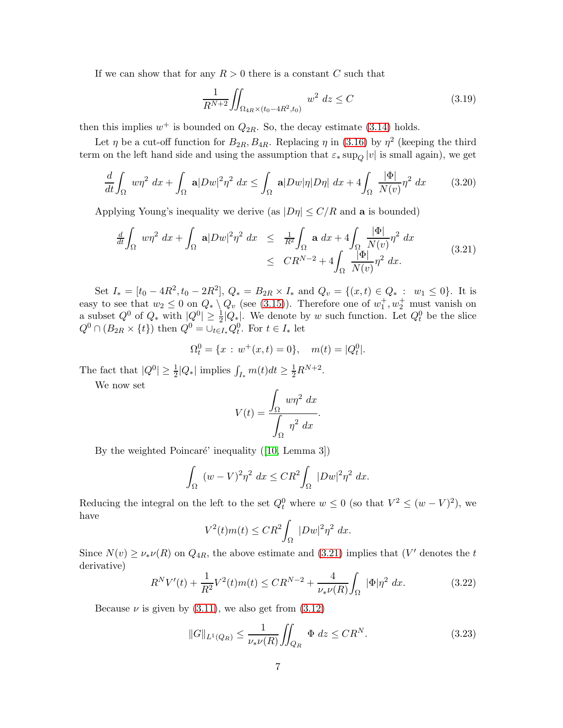If we can show that for any $R > 0$ there is a constant $C$ such that

$$\frac{1}{R^{N+2}} \iint_{\Omega_{4R} \times (t_0 - 4R^2, t_0)} w^2 \, dz \le C \tag{3.19}$$

then this implies $w^+$ is bounded on $Q_{2R}$. So, the decay estimate (3.14) holds.

Let $\eta$ be a cut-off function for $B_{2R}, B_{4R}$. Replacing $\eta$ in (3.16) by $\eta^2$ (keeping the third term on the left hand side and using the assumption that $\varepsilon_* \sup_Q |v|$ is small again), we get

$$\frac{d}{dt}\int_\Omega w\eta^2 \, dx + \int_\Omega \mathbf{a}|Dw|^2 \eta^2 \, dx \le \int_\Omega \mathbf{a}|Dw|\eta|D\eta| \, dx + 4\int_\Omega \frac{|\Phi|}{N(v)}\eta^2 \, dx \tag{3.20}$$

Applying Young's inequality we derive (as $|D\eta| \le C/R$ and $\mathbf{a}$ is bounded)

$$\begin{aligned} \tfrac{d}{dt}\int_\Omega w\eta^2 \, dx + \int_\Omega \mathbf{a}|Dw|^2\eta^2 \, dx &\le \tfrac{1}{R^2}\int_\Omega \mathbf{a} \, dx + 4\int_\Omega \frac{|\Phi|}{N(v)}\eta^2 \, dx \\ &\le CR^{N-2} + 4\int_\Omega \frac{|\Phi|}{N(v)}\eta^2 \, dx. \end{aligned} \tag{3.21}$$

Set $I_* = [t_0 - 4R^2, t_0 - 2R^2]$, $Q_* = B_{2R} \times I_*$ and $Q_v = \{(x,t) \in Q_* : w_1 \le 0\}$. It is easy to see that $w_2 \le 0$ on $Q_* \setminus Q_v$ (see (3.15)). Therefore one of $w_1^+, w_2^+$ must vanish on a subset $Q^0$ of $Q_*$ with $|Q^0| \ge \frac{1}{2}|Q_*|$. We denote by $w$ such function. Let $Q_t^0$ be the slice $Q^0 \cap (B_{2R} \times \{t\})$ then $Q^0 = \cup_{t \in I_*} Q_t^0$. For $t \in I_*$ let

$$\Omega_t^0 = \{x : w^+(x,t) = 0\}, \quad m(t) = |Q_t^0|.$$

The fact that $|Q^0| \ge \frac{1}{2}|Q_*|$ implies $\int_{I_*} m(t)dt \ge \frac{1}{2}R^{N+2}$.

We now set

$$V(t) = \frac{\displaystyle\int_\Omega w\eta^2 \, dx}{\displaystyle\int_\Omega \eta^2 \, dx}.$$

By the weighted Poincaré' inequality ([10, Lemma 3])

$$\int_\Omega (w - V)^2\eta^2 \, dx \le CR^2 \int_\Omega |Dw|^2\eta^2 \, dx.$$

Reducing the integral on the left to the set $Q_t^0$ where $w \le 0$ (so that $V^2 \le (w-V)^2$), we have

$$V^2(t)m(t) \le CR^2 \int_\Omega |Dw|^2\eta^2 \, dx.$$

Since $N(v) \ge \nu_*\nu(R)$ on $Q_{4R}$, the above estimate and (3.21) implies that ($V'$ denotes the $t$ derivative)

$$R^N V'(t) + \frac{1}{R^2}V^2(t)m(t) \le CR^{N-2} + \frac{4}{\nu_*\nu(R)}\int_\Omega |\Phi|\eta^2 \, dx. \tag{3.22}$$

Because $\nu$ is given by (3.11), we also get from (3.12)

$$\|G\|_{L^1(Q_R)} \le \frac{1}{\nu_*\nu(R)} \iint_{Q_R} \Phi \, dz \le CR^N. \tag{3.23}$$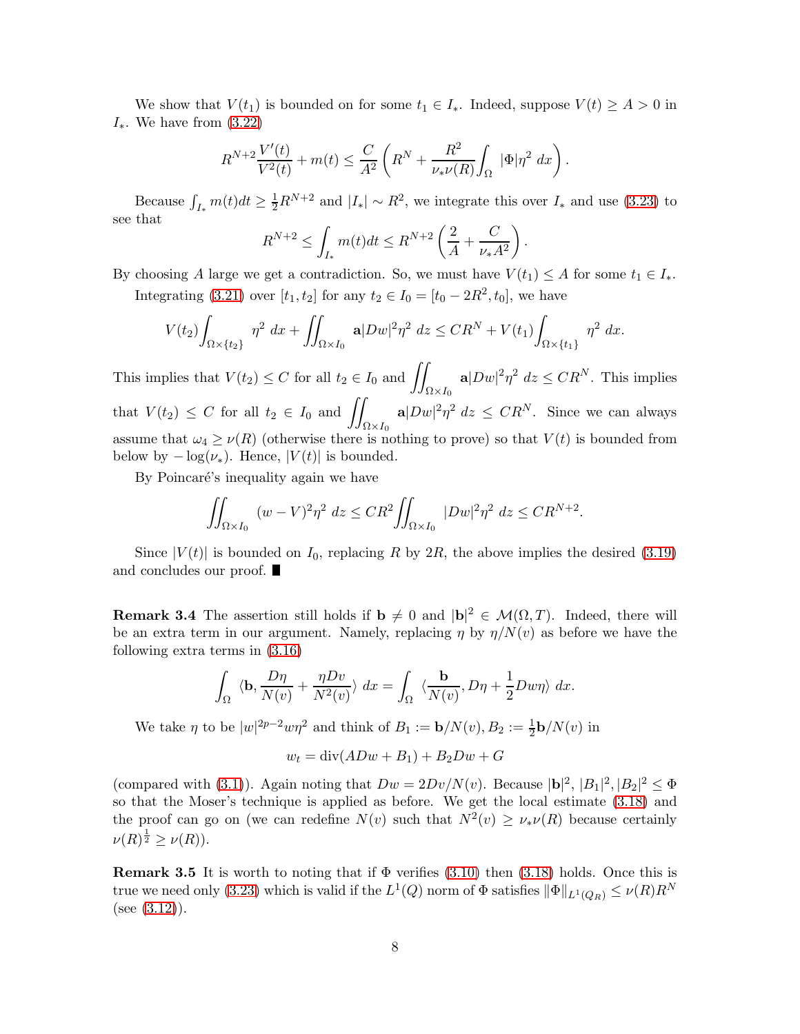We show that $V(t_1)$ is bounded on for some $t_1 \in I_*$. Indeed, suppose $V(t) \geq A > 0$ in $I_*$. We have from (3.22)

$$R^{N+2}\frac{V'(t)}{V^2(t)} + m(t) \leq \frac{C}{A^2}\left(R^N + \frac{R^2}{\nu_*\nu(R)}\int_\Omega |\Phi|\eta^2\, dx\right).$$

Because $\int_{I_*} m(t)dt \geq \frac{1}{2}R^{N+2}$ and $|I_*| \sim R^2$, we integrate this over $I_*$ and use (3.23) to see that

$$R^{N+2} \leq \int_{I_*} m(t)dt \leq R^{N+2}\left(\frac{2}{A} + \frac{C}{\nu_* A^2}\right).$$

By choosing $A$ large we get a contradiction. So, we must have $V(t_1) \leq A$ for some $t_1 \in I_*$.

Integrating (3.21) over $[t_1, t_2]$ for any $t_2 \in I_0 = [t_0 - 2R^2, t_0]$, we have

$$V(t_2)\int_{\Omega\times\{t_2\}} \eta^2\, dx + \iint_{\Omega\times I_0} \mathbf{a}|Dw|^2\eta^2\, dz \leq CR^N + V(t_1)\int_{\Omega\times\{t_1\}} \eta^2\, dx.$$

This implies that $V(t_2) \leq C$ for all $t_2 \in I_0$ and $\iint_{\Omega\times I_0} \mathbf{a}|Dw|^2\eta^2\, dz \leq CR^N$. This implies that $V(t_2) \leq C$ for all $t_2 \in I_0$ and $\iint_{\Omega\times I_0} \mathbf{a}|Dw|^2\eta^2\, dz \leq CR^N$. Since we can always assume that $\omega_4 \geq \nu(R)$ (otherwise there is nothing to prove) so that $V(t)$ is bounded from below by $-\log(\nu_*)$. Hence, $|V(t)|$ is bounded.

By Poincaré's inequality again we have

$$\iint_{\Omega\times I_0} (w - V)^2\eta^2\, dz \leq CR^2\iint_{\Omega\times I_0} |Dw|^2\eta^2\, dz \leq CR^{N+2}.$$

Since $|V(t)|$ is bounded on $I_0$, replacing $R$ by $2R$, the above implies the desired (3.19) and concludes our proof. ■

**Remark 3.4** The assertion still holds if $\mathbf{b} \neq 0$ and $|\mathbf{b}|^2 \in \mathcal{M}(\Omega, T)$. Indeed, there will be an extra term in our argument. Namely, replacing $\eta$ by $\eta/N(v)$ as before we have the following extra terms in (3.16)

$$\int_\Omega \langle \mathbf{b}, \frac{D\eta}{N(v)} + \frac{\eta Dv}{N^2(v)}\rangle\, dx = \int_\Omega \langle \frac{\mathbf{b}}{N(v)}, D\eta + \frac{1}{2}Dw\eta\rangle\, dx.$$

We take $\eta$ to be $|w|^{2p-2}w\eta^2$ and think of $B_1 := \mathbf{b}/N(v), B_2 := \frac{1}{2}\mathbf{b}/N(v)$ in

$$w_t = \mathrm{div}(ADw + B_1) + B_2 Dw + G$$

(compared with (3.1)). Again noting that $Dw = 2Dv/N(v)$. Because $|\mathbf{b}|^2, |B_1|^2, |B_2|^2 \leq \Phi$ so that the Moser's technique is applied as before. We get the local estimate (3.18) and the proof can go on (we can redefine $N(v)$ such that $N^2(v) \geq \nu_*\nu(R)$ because certainly $\nu(R)^{\frac{1}{2}} \geq \nu(R)$).

**Remark 3.5** It is worth to noting that if $\Phi$ verifies (3.10) then (3.18) holds. Once this is true we need only (3.23) which is valid if the $L^1(Q)$ norm of $\Phi$ satisfies $\|\Phi\|_{L^1(Q_R)} \leq \nu(R)R^N$ (see (3.12)).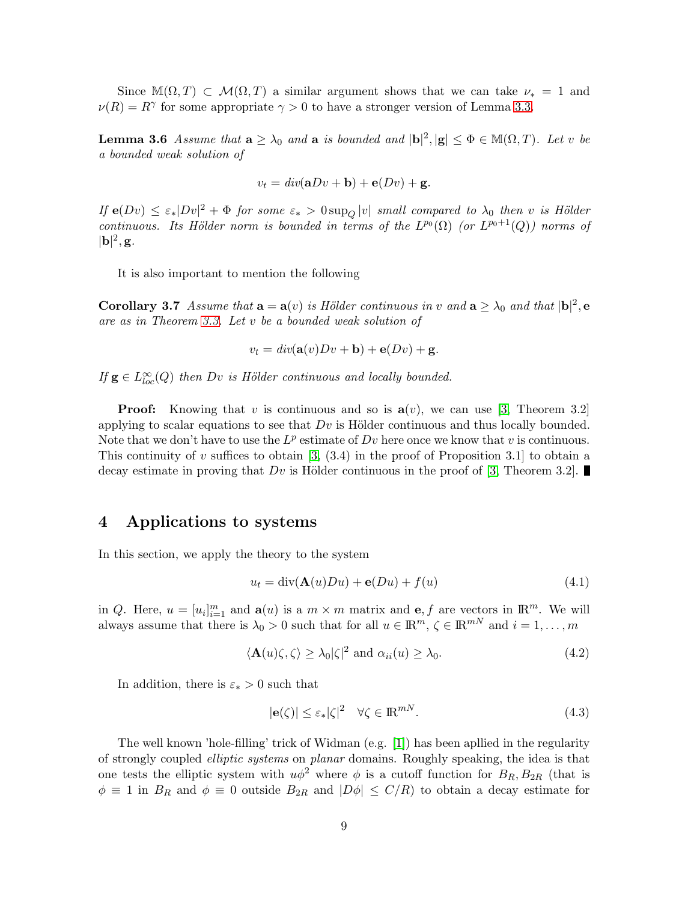Since $\mathbb{M}(\Omega, T) \subset \mathcal{M}(\Omega, T)$ a similar argument shows that we can take $\nu_* = 1$ and $\nu(R) = R^\gamma$ for some appropriate $\gamma > 0$ to have a stronger version of Lemma 3.3.

**Lemma 3.6** *Assume that* $\mathbf{a} \geq \lambda_0$ *and* $\mathbf{a}$ *is bounded and* $|\mathbf{b}|^2, |\mathbf{g}| \leq \Phi \in \mathbb{M}(\Omega, T)$*. Let* $v$ *be a bounded weak solution of*

$$v_t = div(\mathbf{a}Dv + \mathbf{b}) + \mathbf{e}(Dv) + \mathbf{g}.$$

*If* $\mathbf{e}(Dv) \leq \varepsilon_* |Dv|^2 + \Phi$ *for some* $\varepsilon_* > 0 \sup_Q |v|$ *small compared to* $\lambda_0$ *then* $v$ *is Hölder continuous. Its Hölder norm is bounded in terms of the* $L^{p_0}(\Omega)$ *(or* $L^{p_0+1}(Q)$*) norms of* $|\mathbf{b}|^2, \mathbf{g}$*.*

It is also important to mention the following

**Corollary 3.7** *Assume that* $\mathbf{a} = \mathbf{a}(v)$ *is Hölder continuous in* $v$ *and* $\mathbf{a} \geq \lambda_0$ *and that* $|\mathbf{b}|^2, \mathbf{e}$ *are as in Theorem 3.3. Let* $v$ *be a bounded weak solution of*

$$v_t = div(\mathbf{a}(v)Dv + \mathbf{b}) + \mathbf{e}(Dv) + \mathbf{g}.$$

*If* $\mathbf{g} \in L^\infty_{loc}(Q)$ *then* $Dv$ *is Hölder continuous and locally bounded.*

**Proof:** Knowing that $v$ is continuous and so is $\mathbf{a}(v)$, we can use [3, Theorem 3.2] applying to scalar equations to see that $Dv$ is Hölder continuous and thus locally bounded. Note that we don't have to use the $L^p$ estimate of $Dv$ here once we know that $v$ is continuous. This continuity of $v$ suffices to obtain [3, (3.4) in the proof of Proposition 3.1] to obtain a decay estimate in proving that $Dv$ is Hölder continuous in the proof of [3, Theorem 3.2]. ∎

# 4 Applications to systems

In this section, we apply the theory to the system

$$u_t = \mathrm{div}(\mathbf{A}(u)Du) + \mathbf{e}(Du) + f(u) \tag{4.1}$$

in $Q$. Here, $u = [u_i]_{i=1}^m$ and $\mathbf{a}(u)$ is a $m \times m$ matrix and $\mathbf{e}, f$ are vectors in $\mathbb{R}^m$. We will always assume that there is $\lambda_0 > 0$ such that for all $u \in \mathbb{R}^m$, $\zeta \in \mathbb{R}^{mN}$ and $i = 1, \ldots, m$

$$\langle \mathbf{A}(u)\zeta, \zeta \rangle \geq \lambda_0 |\zeta|^2 \text{ and } \alpha_{ii}(u) \geq \lambda_0. \tag{4.2}$$

In addition, there is $\varepsilon_* > 0$ such that

$$|\mathbf{e}(\zeta)| \leq \varepsilon_* |\zeta|^2 \quad \forall \zeta \in \mathbb{R}^{mN}. \tag{4.3}$$

The well known 'hole-filling' trick of Widman (e.g. [1]) has been apllied in the regularity of strongly coupled *elliptic systems* on *planar* domains. Roughly speaking, the idea is that one tests the elliptic system with $u\phi^2$ where $\phi$ is a cutoff function for $B_R, B_{2R}$ (that is $\phi \equiv 1$ in $B_R$ and $\phi \equiv 0$ outside $B_{2R}$ and $|D\phi| \leq C/R$) to obtain a decay estimate for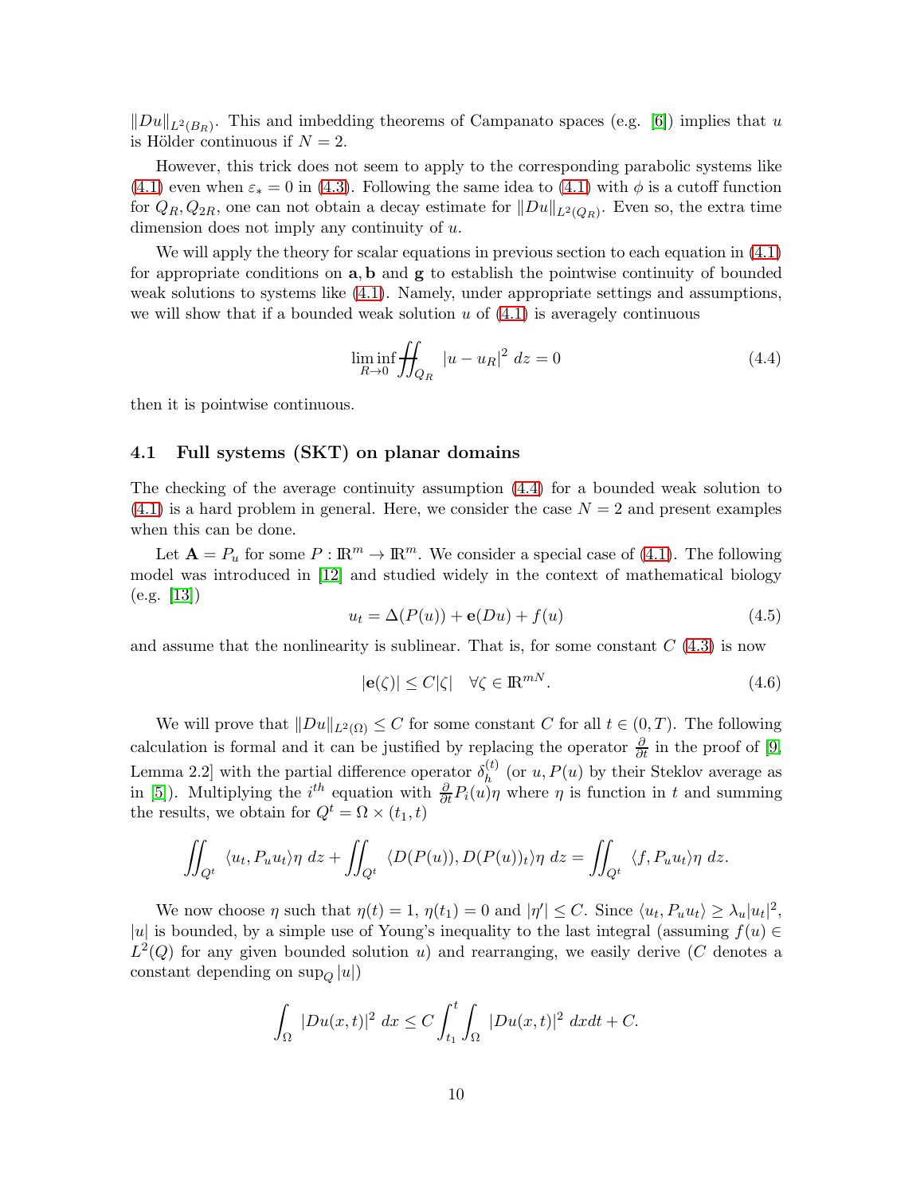$\|Du\|_{L^2(B_R)}$. This and imbedding theorems of Campanato spaces (e.g. [6]) implies that $u$ is Hölder continuous if $N = 2$.

However, this trick does not seem to apply to the corresponding parabolic systems like (4.1) even when $\varepsilon_* = 0$ in (4.3). Following the same idea to (4.1) with $\phi$ is a cutoff function for $Q_R, Q_{2R}$, one can not obtain a decay estimate for $\|Du\|_{L^2(Q_R)}$. Even so, the extra time dimension does not imply any continuity of $u$.

We will apply the theory for scalar equations in previous section to each equation in (4.1) for appropriate conditions on $\mathbf{a}, \mathbf{b}$ and $\mathbf{g}$ to establish the pointwise continuity of bounded weak solutions to systems like (4.1). Namely, under appropriate settings and assumptions, we will show that if a bounded weak solution $u$ of (4.1) is averagely continuous

$$\liminf_{R\to 0} \fint\!\!\fint_{Q_R} |u - u_R|^2 \, dz = 0 \tag{4.4}$$

then it is pointwise continuous.

## 4.1 Full systems (SKT) on planar domains

The checking of the average continuity assumption (4.4) for a bounded weak solution to (4.1) is a hard problem in general. Here, we consider the case $N = 2$ and present examples when this can be done.

Let $\mathbf{A} = P_u$ for some $P : \mathbb{R}^m \to \mathbb{R}^m$. We consider a special case of (4.1). The following model was introduced in [12] and studied widely in the context of mathematical biology (e.g. [13])

$$u_t = \Delta(P(u)) + \mathbf{e}(Du) + f(u) \tag{4.5}$$

and assume that the nonlinearity is sublinear. That is, for some constant $C$ (4.3) is now

$$|\mathbf{e}(\zeta)| \le C|\zeta| \quad \forall \zeta \in \mathbb{R}^{mN}. \tag{4.6}$$

We will prove that $\|Du\|_{L^2(\Omega)} \le C$ for some constant $C$ for all $t \in (0, T)$. The following calculation is formal and it can be justified by replacing the operator $\frac{\partial}{\partial t}$ in the proof of [9, Lemma 2.2] with the partial difference operator $\delta_h^{(t)}$ (or $u, P(u)$ by their Steklov average as in [5]). Multiplying the $i^{th}$ equation with $\frac{\partial}{\partial t} P_i(u)\eta$ where $\eta$ is function in $t$ and summing the results, we obtain for $Q^t = \Omega \times (t_1, t)$

$$\iint_{Q^t} \langle u_t, P_u u_t\rangle \eta \, dz + \iint_{Q^t} \langle D(P(u)), D(P(u))_t\rangle \eta \, dz = \iint_{Q^t} \langle f, P_u u_t\rangle \eta \, dz.$$

We now choose $\eta$ such that $\eta(t) = 1$, $\eta(t_1) = 0$ and $|\eta'| \le C$. Since $\langle u_t, P_u u_t\rangle \ge \lambda_u |u_t|^2$, $|u|$ is bounded, by a simple use of Young's inequality to the last integral (assuming $f(u) \in L^2(Q)$ for any given bounded solution $u$) and rearranging, we easily derive ($C$ denotes a constant depending on $\sup_Q |u|$)

$$\int_\Omega |Du(x,t)|^2 \, dx \le C \int_{t_1}^t \int_\Omega |Du(x,t)|^2 \, dx dt + C.$$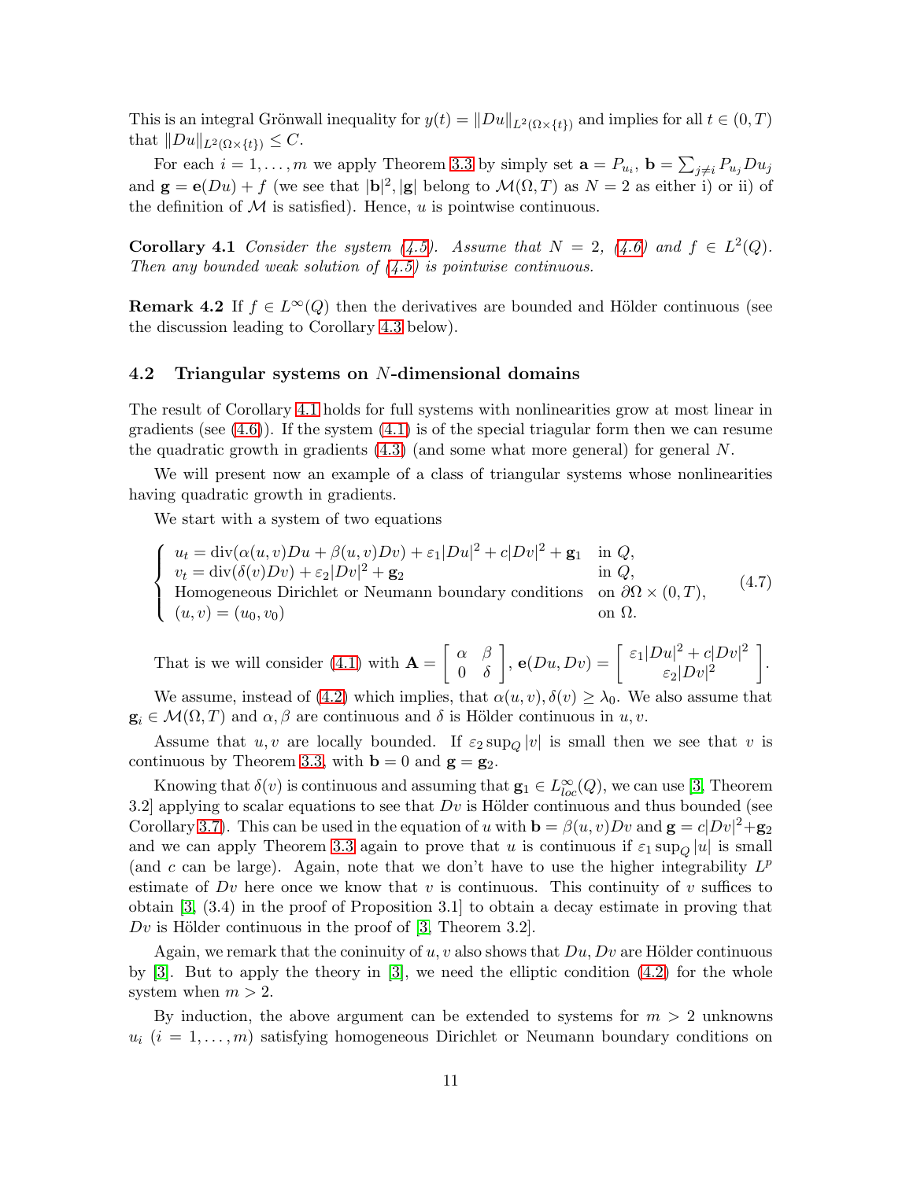This is an integral Grönwall inequality for $y(t) = \|Du\|_{L^2(\Omega\times\{t\})}$ and implies for all $t \in (0,T)$ that $\|Du\|_{L^2(\Omega\times\{t\})} \le C$.

For each $i = 1,\dots,m$ we apply Theorem 3.3 by simply set $\mathbf{a} = P_{u_i}$, $\mathbf{b} = \sum_{j\ne i} P_{u_j} Du_j$ and $\mathbf{g} = \mathbf{e}(Du) + f$ (we see that $|\mathbf{b}|^2, |\mathbf{g}|$ belong to $\mathcal{M}(\Omega,T)$ as $N = 2$ as either i) or ii) of the definition of $\mathcal{M}$ is satisfied). Hence, $u$ is pointwise continuous.

**Corollary 4.1** *Consider the system (4.5). Assume that $N = 2$, (4.6) and $f \in L^2(Q)$. Then any bounded weak solution of (4.5) is pointwise continuous.*

**Remark 4.2** If $f \in L^\infty(Q)$ then the derivatives are bounded and Hölder continuous (see the discussion leading to Corollary 4.3 below).

### 4.2 Triangular systems on $N$-dimensional domains

The result of Corollary 4.1 holds for full systems with nonlinearities grow at most linear in gradients (see (4.6)). If the system (4.1) is of the special triagular form then we can resume the quadratic growth in gradients (4.3) (and some what more general) for general $N$.

We will present now an example of a class of triangular systems whose nonlinearities having quadratic growth in gradients.

We start with a system of two equations

$$
\begin{cases}
u_t = \mathrm{div}(\alpha(u,v)Du + \beta(u,v)Dv) + \varepsilon_1|Du|^2 + c|Dv|^2 + \mathbf{g}_1 & \text{in } Q,\\
v_t = \mathrm{div}(\delta(v)Dv) + \varepsilon_2|Dv|^2 + \mathbf{g}_2 & \text{in } Q,\\
\text{Homogeneous Dirichlet or Neumann boundary conditions} & \text{on } \partial\Omega\times(0,T),\\
(u,v) = (u_0,v_0) & \text{on } \Omega.
\end{cases}
\tag{4.7}
$$

That is we will consider (4.1) with $\mathbf{A} = \begin{bmatrix} \alpha & \beta \\ 0 & \delta \end{bmatrix}$, $\mathbf{e}(Du,Dv) = \begin{bmatrix} \varepsilon_1|Du|^2 + c|Dv|^2 \\ \varepsilon_2|Dv|^2 \end{bmatrix}$.

We assume, instead of (4.2) which implies, that $\alpha(u,v), \delta(v) \ge \lambda_0$. We also assume that $\mathbf{g}_i \in \mathcal{M}(\Omega,T)$ and $\alpha,\beta$ are continuous and $\delta$ is Hölder continuous in $u,v$.

Assume that $u,v$ are locally bounded. If $\varepsilon_2 \sup_Q |v|$ is small then we see that $v$ is continuous by Theorem 3.3, with $\mathbf{b} = 0$ and $\mathbf{g} = \mathbf{g}_2$.

Knowing that $\delta(v)$ is continuous and assuming that $\mathbf{g}_1 \in L^\infty_{loc}(Q)$, we can use [3, Theorem 3.2] applying to scalar equations to see that $Dv$ is Hölder continuous and thus bounded (see Corollary 3.7). This can be used in the equation of $u$ with $\mathbf{b} = \beta(u,v)Dv$ and $\mathbf{g} = c|Dv|^2 + \mathbf{g}_2$ and we can apply Theorem 3.3 again to prove that $u$ is continuous if $\varepsilon_1 \sup_Q |u|$ is small (and $c$ can be large). Again, note that we don't have to use the higher integrability $L^p$ estimate of $Dv$ here once we know that $v$ is continuous. This continuity of $v$ suffices to obtain [3, (3.4) in the proof of Proposition 3.1] to obtain a decay estimate in proving that $Dv$ is Hölder continuous in the proof of [3, Theorem 3.2].

Again, we remark that the coninuity of $u,v$ also shows that $Du, Dv$ are Hölder continuous by [3]. But to apply the theory in [3], we need the elliptic condition (4.2) for the whole system when $m > 2$.

By induction, the above argument can be extended to systems for $m > 2$ unknowns $u_i$ ($i = 1,\dots,m$) satisfying homogeneous Dirichlet or Neumann boundary conditions on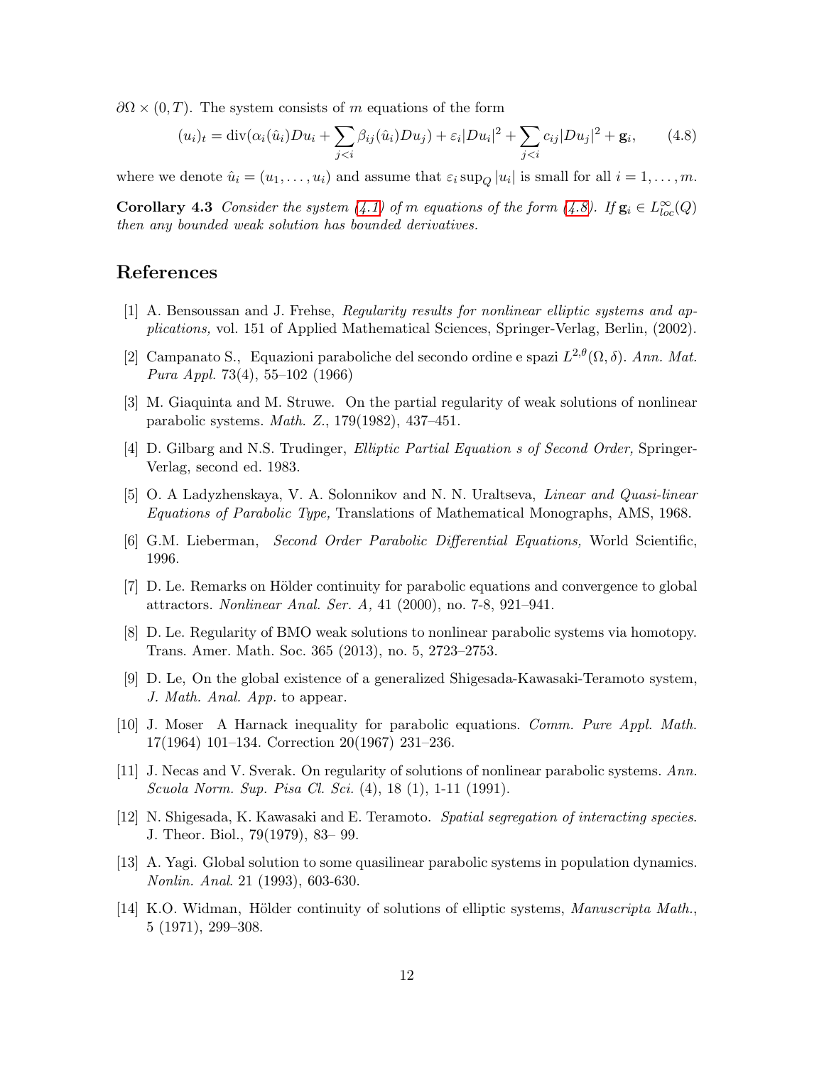$\partial\Omega \times (0, T)$. The system consists of $m$ equations of the form

$$(u_i)_t = \mathrm{div}(\alpha_i(\hat{u}_i)Du_i + \sum_{j<i} \beta_{ij}(\hat{u}_i)Du_j) + \varepsilon_i |Du_i|^2 + \sum_{j<i} c_{ij}|Du_j|^2 + \mathbf{g}_i, \qquad (4.8)$$

where we denote $\hat{u}_i = (u_1, \ldots, u_i)$ and assume that $\varepsilon_i \sup_Q |u_i|$ is small for all $i = 1, \ldots, m$.

**Corollary 4.3** *Consider the system (4.1) of $m$ equations of the form (4.8). If $\mathbf{g}_i \in L^\infty_{loc}(Q)$ then any bounded weak solution has bounded derivatives.*

## References

[1] A. Bensoussan and J. Frehse, *Regularity results for nonlinear elliptic systems and applications,* vol. 151 of Applied Mathematical Sciences, Springer-Verlag, Berlin, (2002).

[2] Campanato S., Equazioni paraboliche del secondo ordine e spazi $L^{2,\theta}(\Omega, \delta)$. *Ann. Mat. Pura Appl.* 73(4), 55–102 (1966)

[3] M. Giaquinta and M. Struwe. On the partial regularity of weak solutions of nonlinear parabolic systems. *Math. Z.*, 179(1982), 437–451.

[4] D. Gilbarg and N.S. Trudinger, *Elliptic Partial Equation s of Second Order,* Springer-Verlag, second ed. 1983.

[5] O. A Ladyzhenskaya, V. A. Solonnikov and N. N. Uraltseva, *Linear and Quasi-linear Equations of Parabolic Type,* Translations of Mathematical Monographs, AMS, 1968.

[6] G.M. Lieberman, *Second Order Parabolic Differential Equations,* World Scientific, 1996.

[7] D. Le. Remarks on Hölder continuity for parabolic equations and convergence to global attractors. *Nonlinear Anal. Ser. A,* 41 (2000), no. 7-8, 921–941.

[8] D. Le. Regularity of BMO weak solutions to nonlinear parabolic systems via homotopy. Trans. Amer. Math. Soc. 365 (2013), no. 5, 2723–2753.

[9] D. Le, On the global existence of a generalized Shigesada-Kawasaki-Teramoto system, *J. Math. Anal. App.* to appear.

[10] J. Moser A Harnack inequality for parabolic equations. *Comm. Pure Appl. Math.* 17(1964) 101–134. Correction 20(1967) 231–236.

[11] J. Necas and V. Sverak. On regularity of solutions of nonlinear parabolic systems. *Ann. Scuola Norm. Sup. Pisa Cl. Sci.* (4), 18 (1), 1-11 (1991).

[12] N. Shigesada, K. Kawasaki and E. Teramoto. *Spatial segregation of interacting species.* J. Theor. Biol., 79(1979), 83– 99.

[13] A. Yagi. Global solution to some quasilinear parabolic systems in population dynamics. *Nonlin. Anal.* 21 (1993), 603-630.

[14] K.O. Widman, Hölder continuity of solutions of elliptic systems, *Manuscripta Math.*, 5 (1971), 299–308.